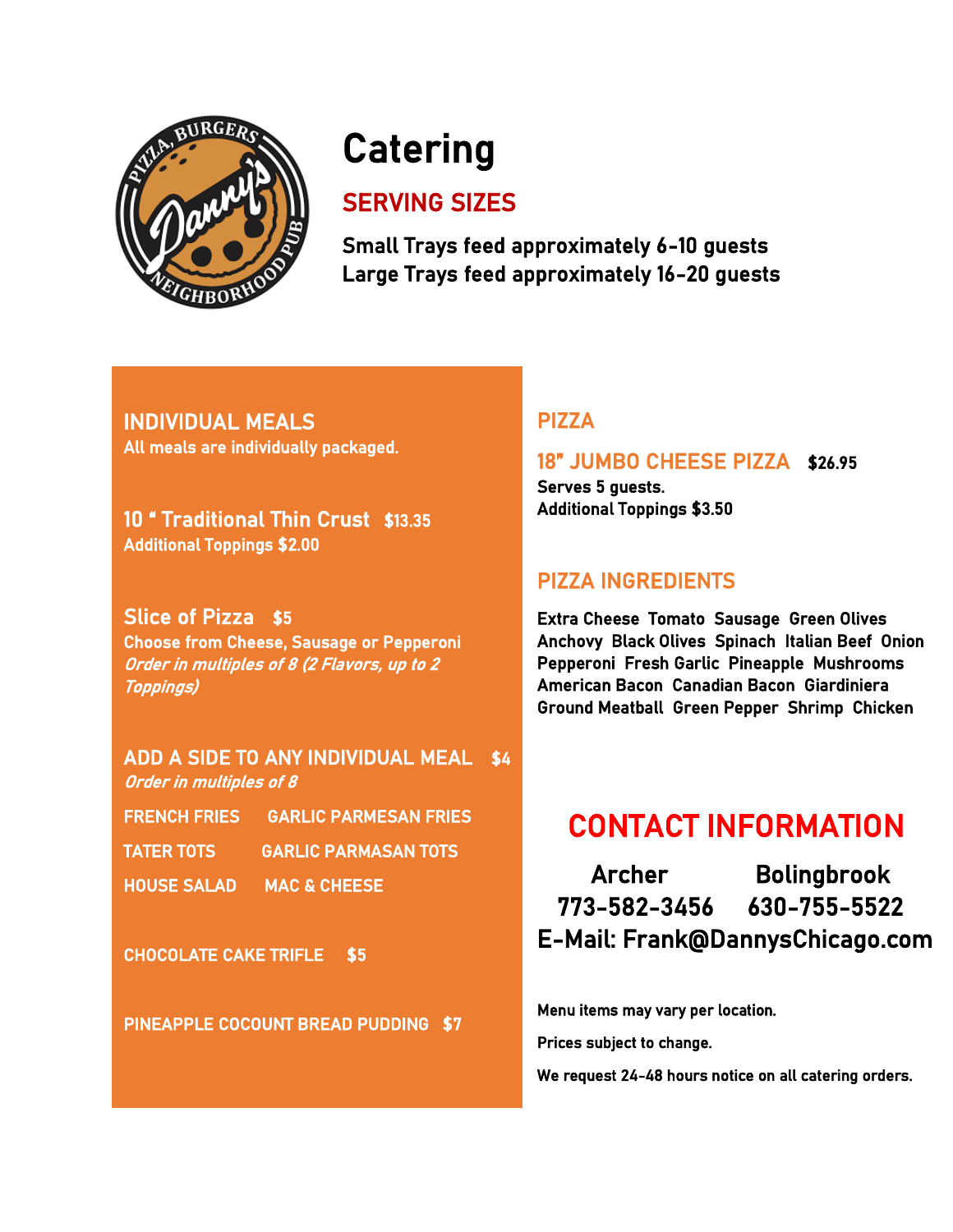# Catering

## SERVING SIZES

**Small Trays feed approximately 6-10 guests**
**Large Trays feed approximately 16-20 guests**

## INDIVIDUAL MEALS

All meals are individually packaged.

### 10 " Traditional Thin Crust $13.35

Additional Toppings $2.00

### Slice of Pizza $5

Choose from Cheese, Sausage or Pepperoni
*Order in multiples of 8 (2 Flavors, up to 2 Toppings)*

### ADD A SIDE TO ANY INDIVIDUAL MEAL $4

*Order in multiples of 8*

FRENCH FRIES
GARLIC PARMESAN FRIES
TATER TOTS
GARLIC PARMASAN TOTS
HOUSE SALAD
MAC & CHEESE

CHOCOLATE CAKE TRIFLE $5

PINEAPPLE COCOUNT BREAD PUDDING $7

## PIZZA

### 18" JUMBO CHEESE PIZZA $26.95

**Serves 5 guests.**
**Additional Toppings $3.50**

## PIZZA INGREDIENTS

**Extra Cheese Tomato Sausage Green Olives Anchovy Black Olives Spinach Italian Beef Onion Pepperoni Fresh Garlic Pineapple Mushrooms American Bacon Canadian Bacon Giardiniera Ground Meatball Green Pepper Shrimp Chicken**

## CONTACT INFORMATION

**Archer** 773-582-3456
**Bolingbrook** 630-755-5522
**E-Mail: Frank@DannysChicago.com**

Menu items may vary per location.

Prices subject to change.

We request 24-48 hours notice on all catering orders.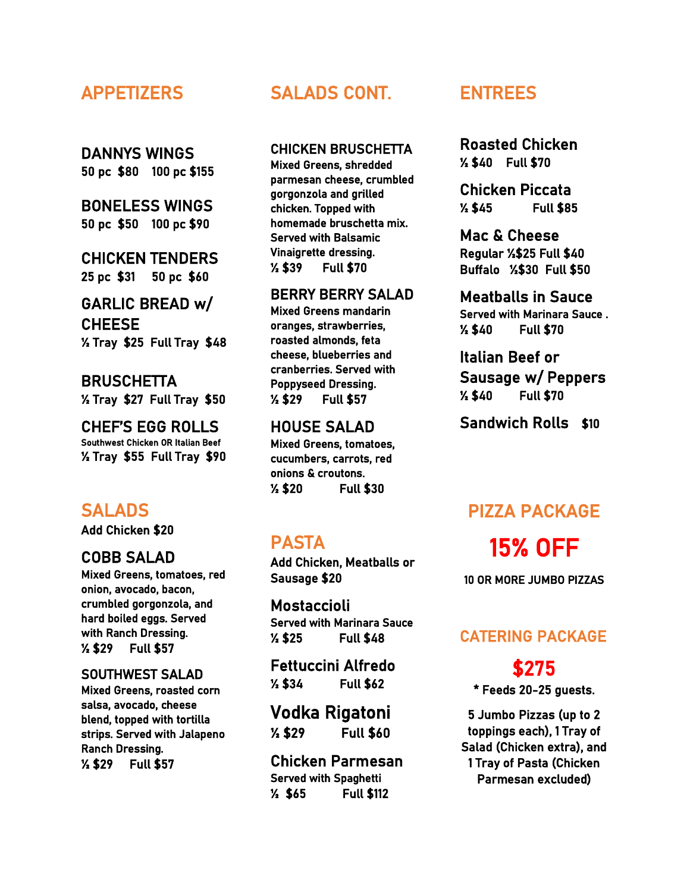## APPETIZERS

### DANNYS WINGS
50 pc $80 100 pc $155

### BONELESS WINGS
50 pc $50 100 pc $90

### CHICKEN TENDERS
25 pc $31 50 pc $60

### GARLIC BREAD w/ CHEESE
½ Tray $25 Full Tray $48

### BRUSCHETTA
½ Tray $27 Full Tray $50

### CHEF'S EGG ROLLS
Southwest Chicken OR Italian Beef
½ Tray $55 Full Tray $90

## SALADS
Add Chicken $20

### COBB SALAD
Mixed Greens, tomatoes, red onion, avocado, bacon, crumbled gorgonzola, and hard boiled eggs. Served with Ranch Dressing.
½ $29 Full $57

### SOUTHWEST SALAD
Mixed Greens, roasted corn salsa, avocado, cheese blend, topped with tortilla strips. Served with Jalapeno Ranch Dressing.
½ $29 Full $57

## SALADS CONT.

### CHICKEN BRUSCHETTA
Mixed Greens, shredded parmesan cheese, crumbled gorgonzola and grilled chicken. Topped with homemade bruschetta mix. Served with Balsamic Vinaigrette dressing.
½ $39 Full $70

### BERRY BERRY SALAD
Mixed Greens mandarin oranges, strawberries, roasted almonds, feta cheese, blueberries and cranberries. Served with Poppyseed Dressing.
½ $29 Full $57

### HOUSE SALAD
Mixed Greens, tomatoes, cucumbers, carrots, red onions & croutons.
½ $20 Full $30

## PASTA
Add Chicken, Meatballs or Sausage $20

### Mostaccioli
Served with Marinara Sauce
½ $25 Full $48

### Fettuccini Alfredo
½ $34 Full $62

### Vodka Rigatoni
½ $29 Full $60

### Chicken Parmesan
Served with Spaghetti
½ $65 Full $112

## ENTREES

### Roasted Chicken
½ $40 Full $70

### Chicken Piccata
½ $45 Full $85

### Mac & Cheese
Regular ½$25 Full $40
Buffalo ½$30 Full $50

### Meatballs in Sauce
Served with Marinara Sauce .
½ $40 Full $70

### Italian Beef or Sausage w/ Peppers
½ $40 Full $70

### Sandwich Rolls $10

## PIZZA PACKAGE

**15% OFF**

10 OR MORE JUMBO PIZZAS

## CATERING PACKAGE

**$275**

* Feeds 20-25 guests.

5 Jumbo Pizzas (up to 2 toppings each), 1 Tray of Salad (Chicken extra), and 1 Tray of Pasta (Chicken Parmesan excluded)